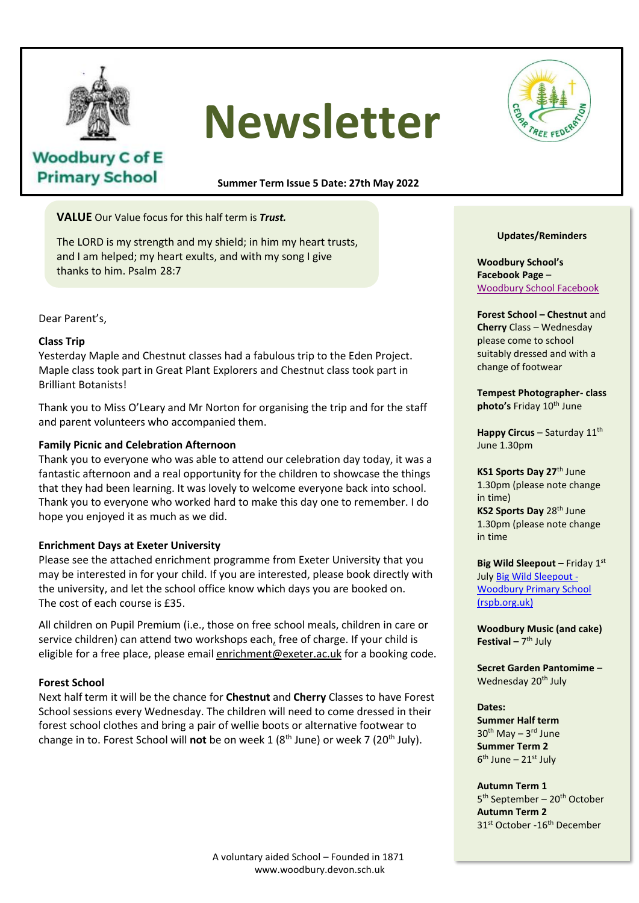Woodbury C of E Primary School

# Newsletter

**Summer Term Issue 5 Date: 27th May 2022**

**VALUE** Our Value focus for this half term is ***Trust.***

The LORD is my strength and my shield; in him my heart trusts, and I am helped; my heart exults, and with my song I give thanks to him. Psalm 28:7

Dear Parent's,

**Class Trip**

Yesterday Maple and Chestnut classes had a fabulous trip to the Eden Project. Maple class took part in Great Plant Explorers and Chestnut class took part in Brilliant Botanists!

Thank you to Miss O'Leary and Mr Norton for organising the trip and for the staff and parent volunteers who accompanied them.

**Family Picnic and Celebration Afternoon**

Thank you to everyone who was able to attend our celebration day today, it was a fantastic afternoon and a real opportunity for the children to showcase the things that they had been learning. It was lovely to welcome everyone back into school. Thank you to everyone who worked hard to make this day one to remember. I do hope you enjoyed it as much as we did.

**Enrichment Days at Exeter University**

Please see the attached enrichment programme from Exeter University that you may be interested in for your child. If you are interested, please book directly with the university, and let the school office know which days you are booked on. The cost of each course is £35.

All children on Pupil Premium (i.e., those on free school meals, children in care or service children) can attend two workshops each, free of charge. If your child is eligible for a free place, please email enrichment@exeter.ac.uk for a booking code.

**Forest School**

Next half term it will be the chance for **Chestnut** and **Cherry** Classes to have Forest School sessions every Wednesday. The children will need to come dressed in their forest school clothes and bring a pair of wellie boots or alternative footwear to change in to. Forest School will **not** be on week 1 (8th June) or week 7 (20th July).

**Updates/Reminders**

**Woodbury School's Facebook Page** – [Woodbury School Facebook]

**Forest School – Chestnut** and **Cherry** Class – Wednesday please come to school suitably dressed and with a change of footwear

**Tempest Photographer- class photo's** Friday 10th June

**Happy Circus** – Saturday 11th June 1.30pm

**KS1 Sports Day 27**th June 1.30pm (please note change in time)

**KS2 Sports Day** 28th June 1.30pm (please note change in time

**Big Wild Sleepout –** Friday 1st July Big Wild Sleepout - Woodbury Primary School (rspb.org.uk)

**Woodbury Music (and cake) Festival –** 7th July

**Secret Garden Pantomime** – Wednesday 20th July

**Dates:**

**Summer Half term**
30th May – 3rd June

**Summer Term 2**
6th June – 21st July

**Autumn Term 1**
5th September – 20th October

**Autumn Term 2**
31st October -16th December

A voluntary aided School – Founded in 1871
www.woodbury.devon.sch.uk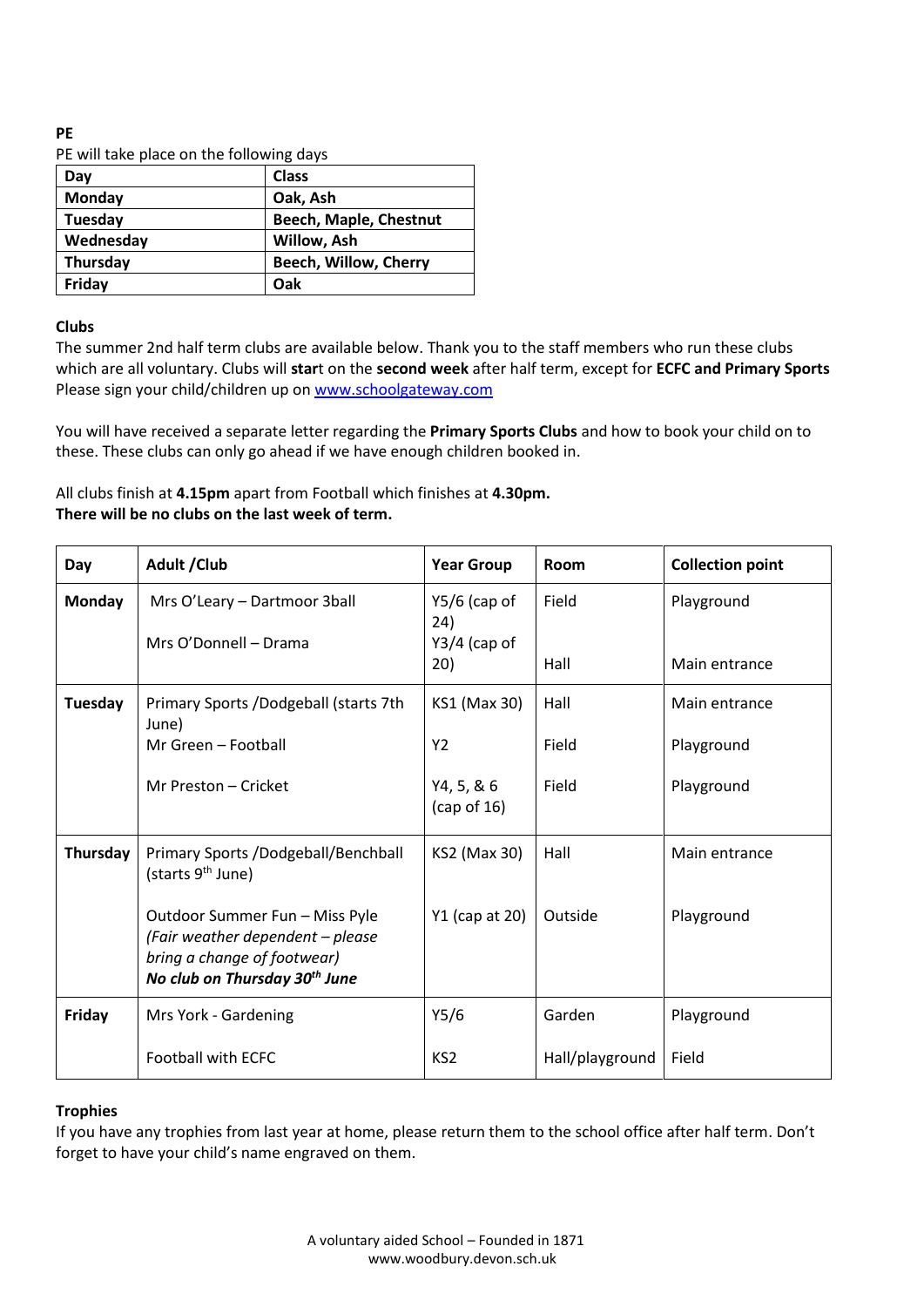**PE**

PE will take place on the following days

| Day | Class |
|---|---|
| **Monday** | **Oak, Ash** |
| **Tuesday** | **Beech, Maple, Chestnut** |
| **Wednesday** | **Willow, Ash** |
| **Thursday** | **Beech, Willow, Cherry** |
| **Friday** | **Oak** |

**Clubs**

The summer 2nd half term clubs are available below. Thank you to the staff members who run these clubs which are all voluntary. Clubs will **star**t on the **second week** after half term, except for **ECFC and Primary Sports** Please sign your child/children up on www.schoolgateway.com

You will have received a separate letter regarding the **Primary Sports Clubs** and how to book your child on to these. These clubs can only go ahead if we have enough children booked in.

All clubs finish at **4.15pm** apart from Football which finishes at **4.30pm.**
**There will be no clubs on the last week of term.**

| Day | Adult /Club | Year Group | Room | Collection point |
|---|---|---|---|---|
| **Monday** | Mrs O'Leary – Dartmoor 3ball | Y5/6 (cap of 24) | Field | Playground |
| | Mrs O'Donnell – Drama | Y3/4 (cap of 20) | Hall | Main entrance |
| **Tuesday** | Primary Sports /Dodgeball (starts 7th June) | KS1 (Max 30) | Hall | Main entrance |
| | Mr Green – Football | Y2 | Field | Playground |
| | Mr Preston – Cricket | Y4, 5, & 6 (cap of 16) | Field | Playground |
| **Thursday** | Primary Sports /Dodgeball/Benchball (starts 9th June) | KS2 (Max 30) | Hall | Main entrance |
| | Outdoor Summer Fun – Miss Pyle *(Fair weather dependent – please bring a change of footwear)* ***No club on Thursday 30th June*** | Y1 (cap at 20) | Outside | Playground |
| **Friday** | Mrs York - Gardening | Y5/6 | Garden | Playground |
| | Football with ECFC | KS2 | Hall/playground | Field |

**Trophies**

If you have any trophies from last year at home, please return them to the school office after half term. Don't forget to have your child's name engraved on them.

A voluntary aided School – Founded in 1871
www.woodbury.devon.sch.uk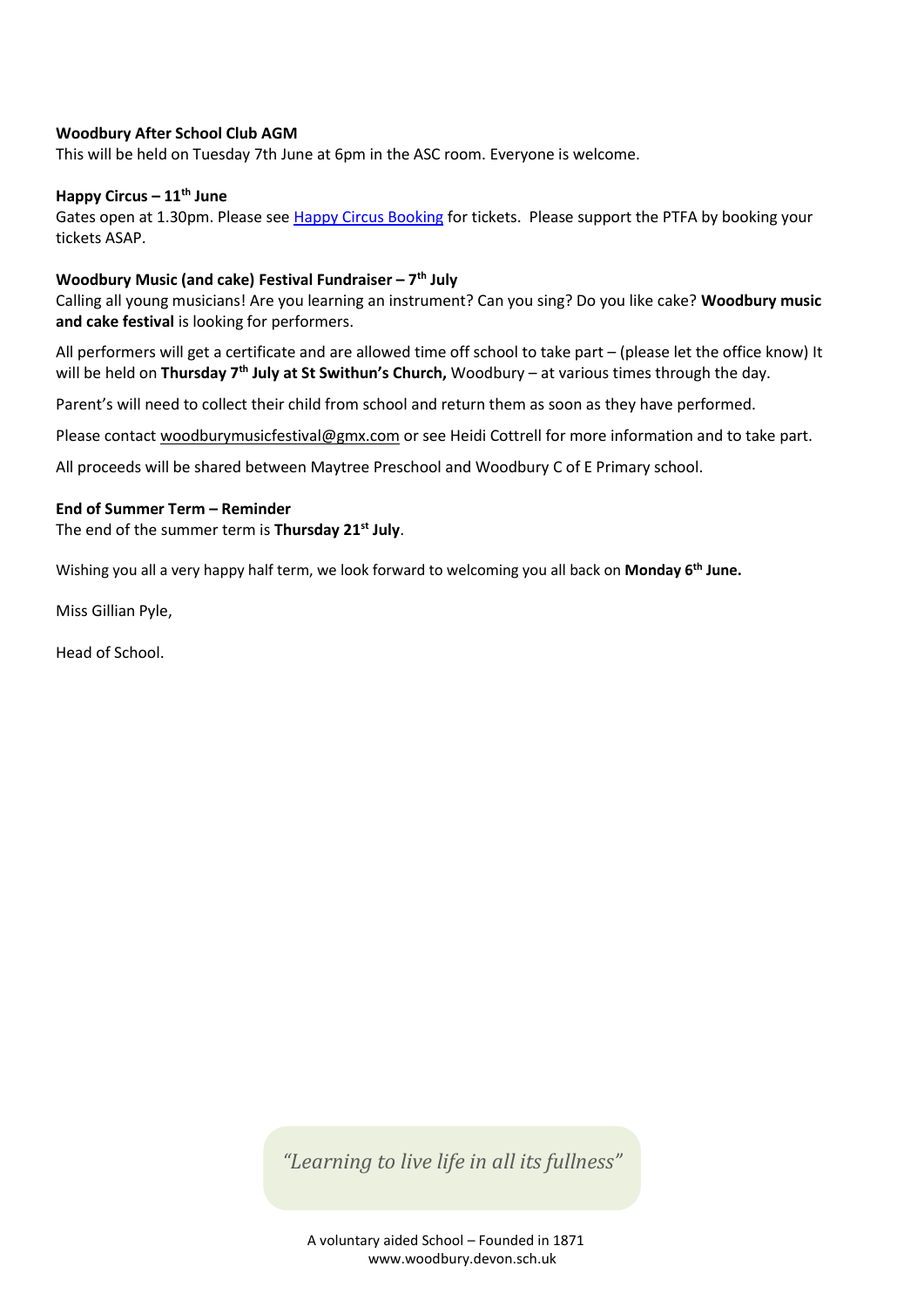**Woodbury After School Club AGM**
This will be held on Tuesday 7th June at 6pm in the ASC room. Everyone is welcome.

**Happy Circus – 11th June**
Gates open at 1.30pm. Please see Happy Circus Booking for tickets. Please support the PTFA by booking your tickets ASAP.

**Woodbury Music (and cake) Festival Fundraiser – 7th July**
Calling all young musicians! Are you learning an instrument? Can you sing? Do you like cake? **Woodbury music and cake festival** is looking for performers.

All performers will get a certificate and are allowed time off school to take part – (please let the office know) It will be held on **Thursday 7th July at St Swithun's Church,** Woodbury – at various times through the day.

Parent's will need to collect their child from school and return them as soon as they have performed.

Please contact woodburymusicfestival@gmx.com or see Heidi Cottrell for more information and to take part.

All proceeds will be shared between Maytree Preschool and Woodbury C of E Primary school.

**End of Summer Term – Reminder**
The end of the summer term is **Thursday 21st July**.

Wishing you all a very happy half term, we look forward to welcoming you all back on **Monday 6th June.**

Miss Gillian Pyle,

Head of School.

*"Learning to live life in all its fullness"*

A voluntary aided School – Founded in 1871
www.woodbury.devon.sch.uk